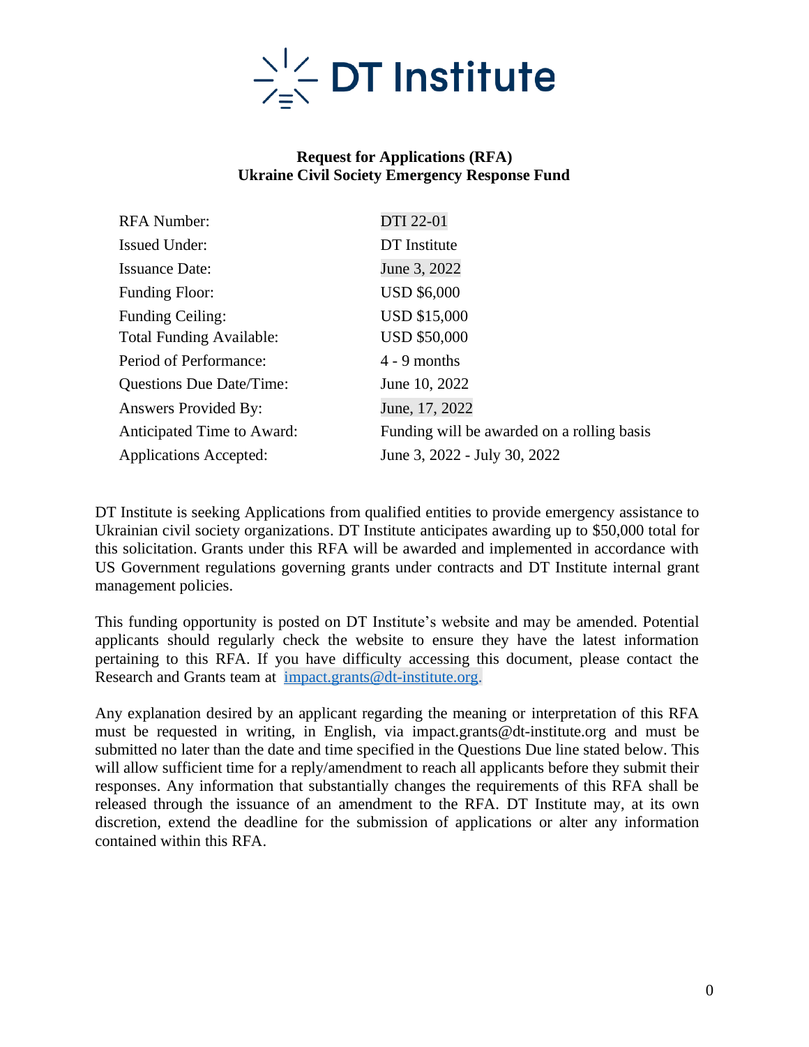DT Institute

**Request for Applications (RFA)**
**Ukraine Civil Society Emergency Response Fund**

| | |
|---|---|
| RFA Number: | DTI 22-01 |
| Issued Under: | DT Institute |
| Issuance Date: | June 3, 2022 |
| Funding Floor: | USD $6,000 |
| Funding Ceiling: | USD $15,000 |
| Total Funding Available: | USD $50,000 |
| Period of Performance: | 4 - 9 months |
| Questions Due Date/Time: | June 10, 2022 |
| Answers Provided By: | June, 17, 2022 |
| Anticipated Time to Award: | Funding will be awarded on a rolling basis |
| Applications Accepted: | June 3, 2022 - July 30, 2022 |

DT Institute is seeking Applications from qualified entities to provide emergency assistance to Ukrainian civil society organizations. DT Institute anticipates awarding up to $50,000 total for this solicitation. Grants under this RFA will be awarded and implemented in accordance with US Government regulations governing grants under contracts and DT Institute internal grant management policies.

This funding opportunity is posted on DT Institute's website and may be amended. Potential applicants should regularly check the website to ensure they have the latest information pertaining to this RFA. If you have difficulty accessing this document, please contact the Research and Grants team at impact.grants@dt-institute.org.

Any explanation desired by an applicant regarding the meaning or interpretation of this RFA must be requested in writing, in English, via impact.grants@dt-institute.org and must be submitted no later than the date and time specified in the Questions Due line stated below. This will allow sufficient time for a reply/amendment to reach all applicants before they submit their responses. Any information that substantially changes the requirements of this RFA shall be released through the issuance of an amendment to the RFA. DT Institute may, at its own discretion, extend the deadline for the submission of applications or alter any information contained within this RFA.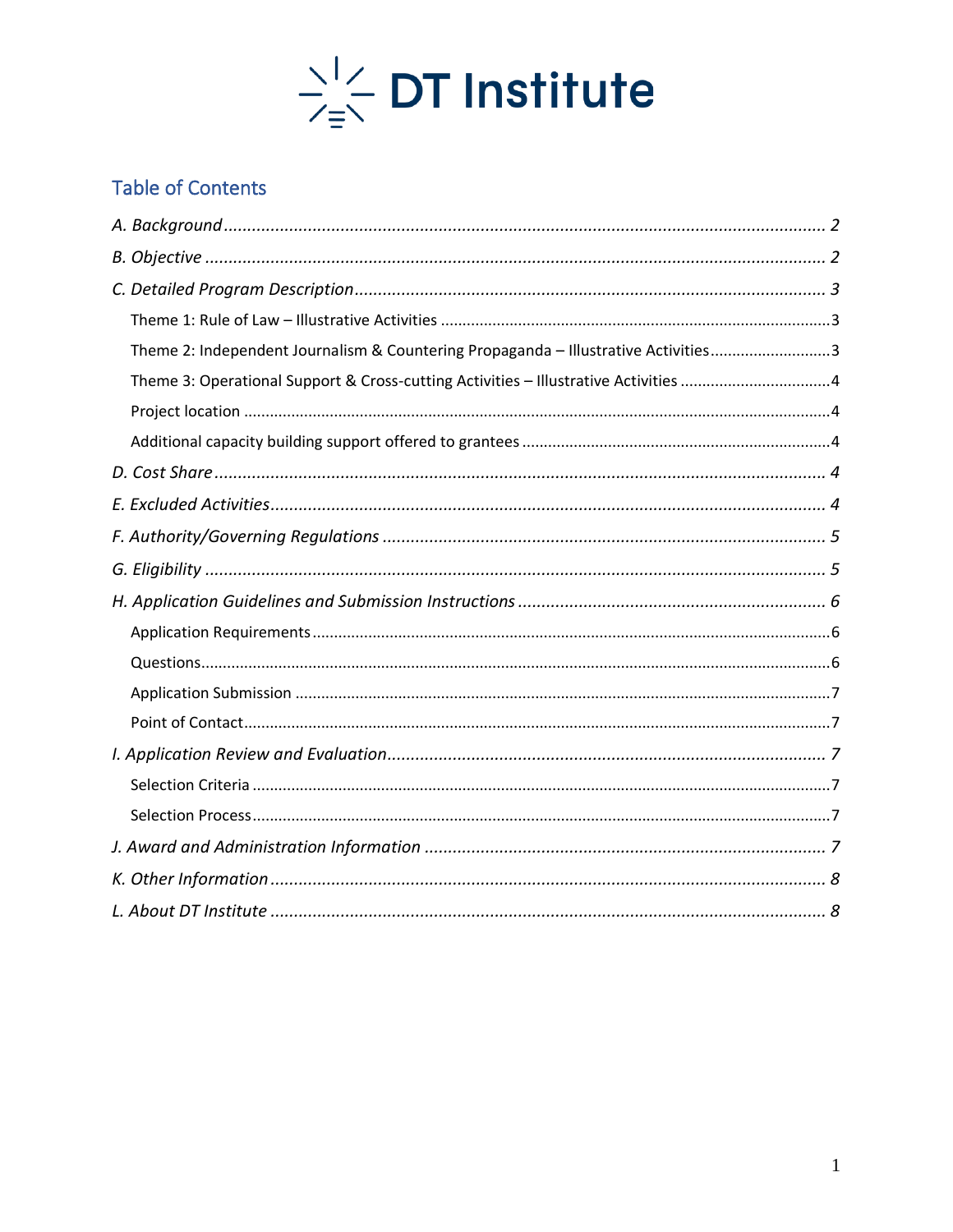DT Institute

## Table of Contents

*A. Background* ..... *2*

*B. Objective* ..... *2*

*C. Detailed Program Description* ..... *3*

- Theme 1: Rule of Law – Illustrative Activities ..... 3
- Theme 2: Independent Journalism & Countering Propaganda – Illustrative Activities ..... 3
- Theme 3: Operational Support & Cross-cutting Activities – Illustrative Activities ..... 4
- Project location ..... 4
- Additional capacity building support offered to grantees ..... 4

*D. Cost Share* ..... *4*

*E. Excluded Activities* ..... *4*

*F. Authority/Governing Regulations* ..... *5*

*G. Eligibility* ..... *5*

*H. Application Guidelines and Submission Instructions* ..... *6*

- Application Requirements ..... 6
- Questions ..... 6
- Application Submission ..... 7
- Point of Contact ..... 7

*I. Application Review and Evaluation* ..... *7*

- Selection Criteria ..... 7
- Selection Process ..... 7

*J. Award and Administration Information* ..... *7*

*K. Other Information* ..... *8*

*L. About DT Institute* ..... *8*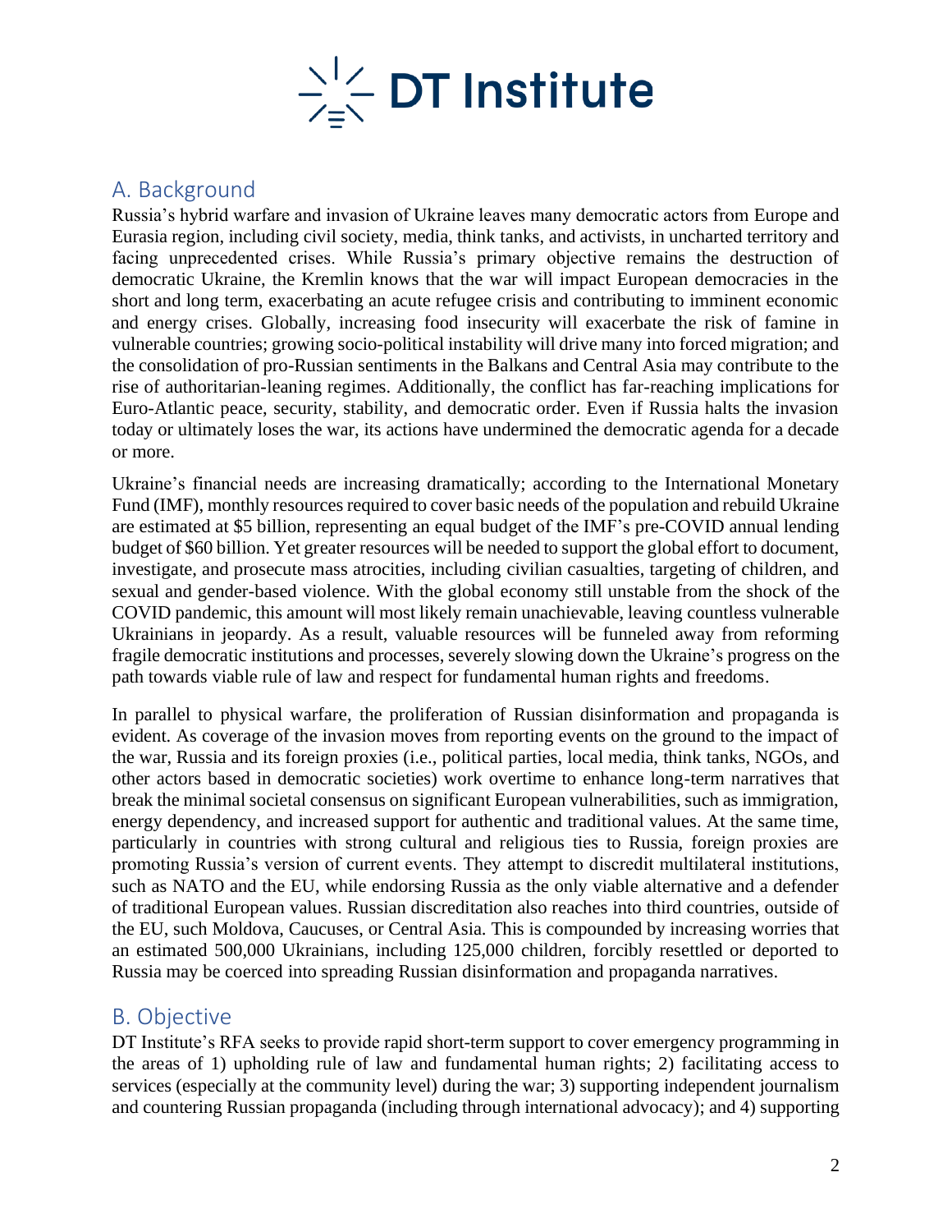## A. Background

Russia's hybrid warfare and invasion of Ukraine leaves many democratic actors from Europe and Eurasia region, including civil society, media, think tanks, and activists, in uncharted territory and facing unprecedented crises. While Russia's primary objective remains the destruction of democratic Ukraine, the Kremlin knows that the war will impact European democracies in the short and long term, exacerbating an acute refugee crisis and contributing to imminent economic and energy crises. Globally, increasing food insecurity will exacerbate the risk of famine in vulnerable countries; growing socio-political instability will drive many into forced migration; and the consolidation of pro-Russian sentiments in the Balkans and Central Asia may contribute to the rise of authoritarian-leaning regimes. Additionally, the conflict has far-reaching implications for Euro-Atlantic peace, security, stability, and democratic order. Even if Russia halts the invasion today or ultimately loses the war, its actions have undermined the democratic agenda for a decade or more.

Ukraine's financial needs are increasing dramatically; according to the International Monetary Fund (IMF), monthly resources required to cover basic needs of the population and rebuild Ukraine are estimated at $5 billion, representing an equal budget of the IMF's pre-COVID annual lending budget of $60 billion. Yet greater resources will be needed to support the global effort to document, investigate, and prosecute mass atrocities, including civilian casualties, targeting of children, and sexual and gender-based violence. With the global economy still unstable from the shock of the COVID pandemic, this amount will most likely remain unachievable, leaving countless vulnerable Ukrainians in jeopardy. As a result, valuable resources will be funneled away from reforming fragile democratic institutions and processes, severely slowing down the Ukraine's progress on the path towards viable rule of law and respect for fundamental human rights and freedoms.

In parallel to physical warfare, the proliferation of Russian disinformation and propaganda is evident. As coverage of the invasion moves from reporting events on the ground to the impact of the war, Russia and its foreign proxies (i.e., political parties, local media, think tanks, NGOs, and other actors based in democratic societies) work overtime to enhance long-term narratives that break the minimal societal consensus on significant European vulnerabilities, such as immigration, energy dependency, and increased support for authentic and traditional values. At the same time, particularly in countries with strong cultural and religious ties to Russia, foreign proxies are promoting Russia's version of current events. They attempt to discredit multilateral institutions, such as NATO and the EU, while endorsing Russia as the only viable alternative and a defender of traditional European values. Russian discreditation also reaches into third countries, outside of the EU, such Moldova, Caucuses, or Central Asia. This is compounded by increasing worries that an estimated 500,000 Ukrainians, including 125,000 children, forcibly resettled or deported to Russia may be coerced into spreading Russian disinformation and propaganda narratives.

## B. Objective

DT Institute's RFA seeks to provide rapid short-term support to cover emergency programming in the areas of 1) upholding rule of law and fundamental human rights; 2) facilitating access to services (especially at the community level) during the war; 3) supporting independent journalism and countering Russian propaganda (including through international advocacy); and 4) supporting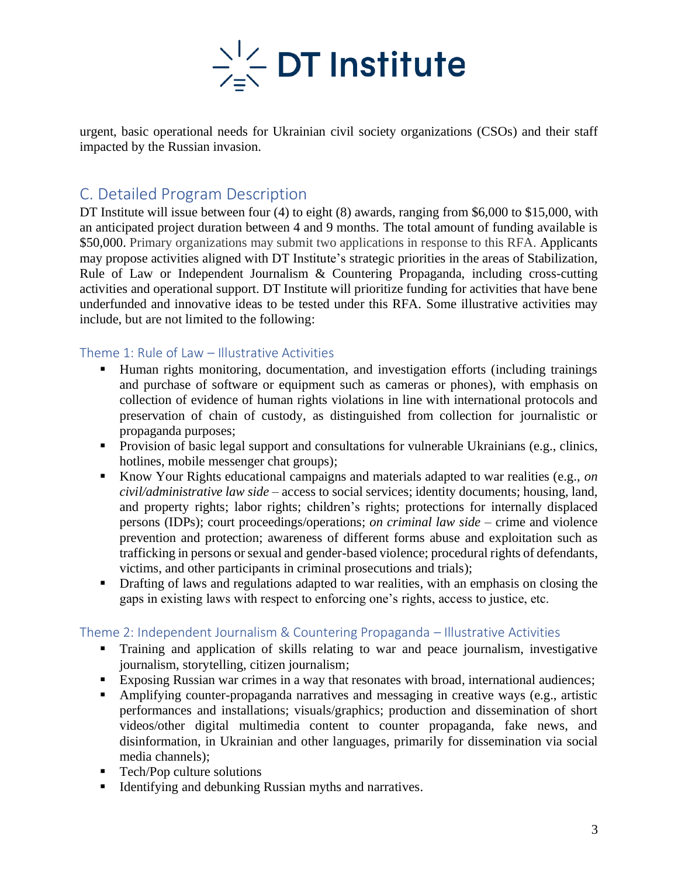urgent, basic operational needs for Ukrainian civil society organizations (CSOs) and their staff impacted by the Russian invasion.

## C. Detailed Program Description

DT Institute will issue between four (4) to eight (8) awards, ranging from $6,000 to $15,000, with an anticipated project duration between 4 and 9 months. The total amount of funding available is $50,000. Primary organizations may submit two applications in response to this RFA. Applicants may propose activities aligned with DT Institute's strategic priorities in the areas of Stabilization, Rule of Law or Independent Journalism & Countering Propaganda, including cross-cutting activities and operational support. DT Institute will prioritize funding for activities that have bene underfunded and innovative ideas to be tested under this RFA. Some illustrative activities may include, but are not limited to the following:

### Theme 1: Rule of Law – Illustrative Activities

- Human rights monitoring, documentation, and investigation efforts (including trainings and purchase of software or equipment such as cameras or phones), with emphasis on collection of evidence of human rights violations in line with international protocols and preservation of chain of custody, as distinguished from collection for journalistic or propaganda purposes;
- Provision of basic legal support and consultations for vulnerable Ukrainians (e.g., clinics, hotlines, mobile messenger chat groups);
- Know Your Rights educational campaigns and materials adapted to war realities (e.g., *on civil/administrative law side* – access to social services; identity documents; housing, land, and property rights; labor rights; children's rights; protections for internally displaced persons (IDPs); court proceedings/operations; *on criminal law side* – crime and violence prevention and protection; awareness of different forms abuse and exploitation such as trafficking in persons or sexual and gender-based violence; procedural rights of defendants, victims, and other participants in criminal prosecutions and trials);
- Drafting of laws and regulations adapted to war realities, with an emphasis on closing the gaps in existing laws with respect to enforcing one's rights, access to justice, etc.

### Theme 2: Independent Journalism & Countering Propaganda – Illustrative Activities

- Training and application of skills relating to war and peace journalism, investigative journalism, storytelling, citizen journalism;
- Exposing Russian war crimes in a way that resonates with broad, international audiences;
- Amplifying counter-propaganda narratives and messaging in creative ways (e.g., artistic performances and installations; visuals/graphics; production and dissemination of short videos/other digital multimedia content to counter propaganda, fake news, and disinformation, in Ukrainian and other languages, primarily for dissemination via social media channels);
- Tech/Pop culture solutions
- Identifying and debunking Russian myths and narratives.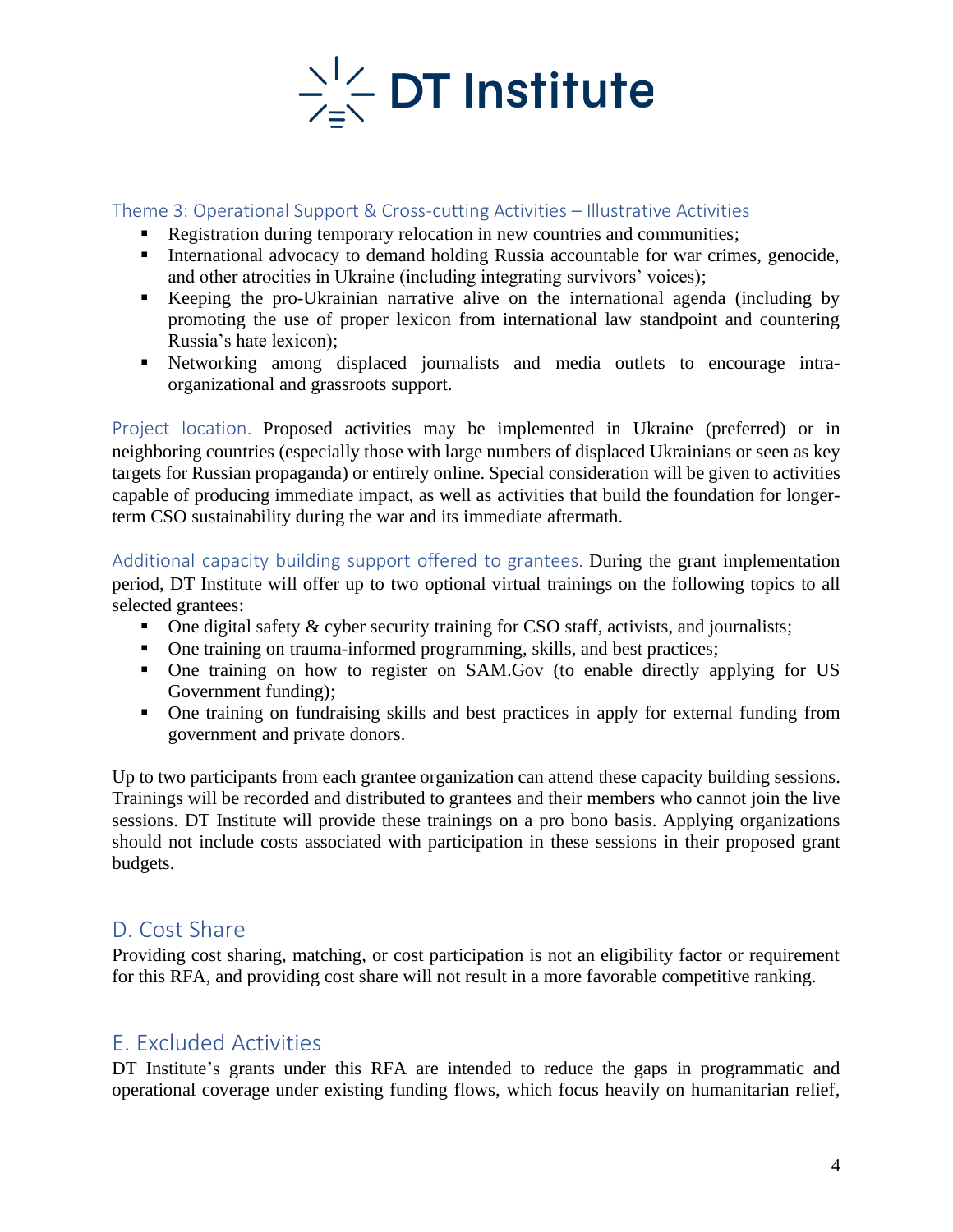### Theme 3: Operational Support & Cross-cutting Activities – Illustrative Activities

- Registration during temporary relocation in new countries and communities;
- International advocacy to demand holding Russia accountable for war crimes, genocide, and other atrocities in Ukraine (including integrating survivors' voices);
- Keeping the pro-Ukrainian narrative alive on the international agenda (including by promoting the use of proper lexicon from international law standpoint and countering Russia's hate lexicon);
- Networking among displaced journalists and media outlets to encourage intra-organizational and grassroots support.

Project location. Proposed activities may be implemented in Ukraine (preferred) or in neighboring countries (especially those with large numbers of displaced Ukrainians or seen as key targets for Russian propaganda) or entirely online. Special consideration will be given to activities capable of producing immediate impact, as well as activities that build the foundation for longer-term CSO sustainability during the war and its immediate aftermath.

Additional capacity building support offered to grantees. During the grant implementation period, DT Institute will offer up to two optional virtual trainings on the following topics to all selected grantees:

- One digital safety & cyber security training for CSO staff, activists, and journalists;
- One training on trauma-informed programming, skills, and best practices;
- One training on how to register on SAM.Gov (to enable directly applying for US Government funding);
- One training on fundraising skills and best practices in apply for external funding from government and private donors.

Up to two participants from each grantee organization can attend these capacity building sessions. Trainings will be recorded and distributed to grantees and their members who cannot join the live sessions. DT Institute will provide these trainings on a pro bono basis. Applying organizations should not include costs associated with participation in these sessions in their proposed grant budgets.

## D. Cost Share

Providing cost sharing, matching, or cost participation is not an eligibility factor or requirement for this RFA, and providing cost share will not result in a more favorable competitive ranking.

## E. Excluded Activities

DT Institute's grants under this RFA are intended to reduce the gaps in programmatic and operational coverage under existing funding flows, which focus heavily on humanitarian relief,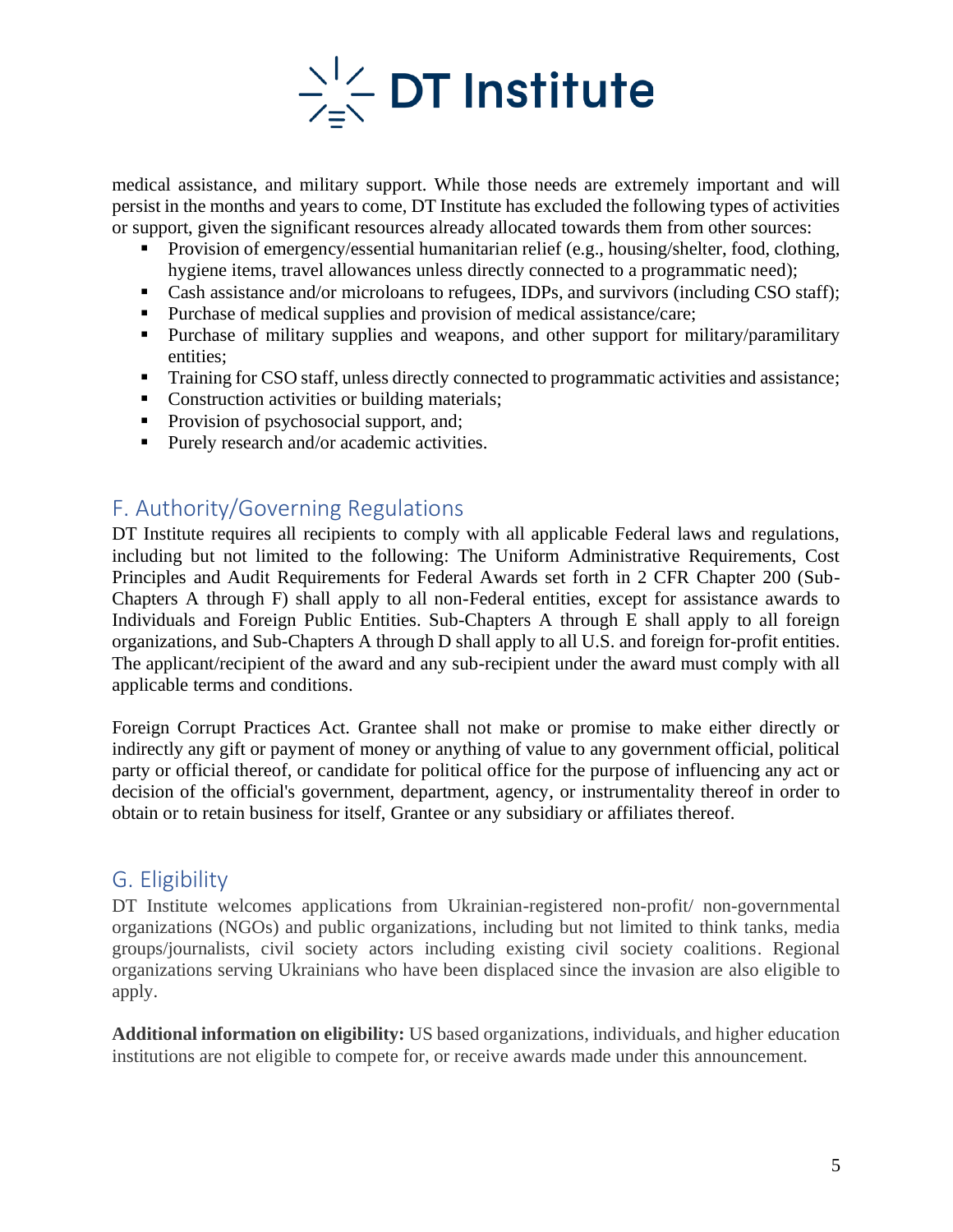medical assistance, and military support. While those needs are extremely important and will persist in the months and years to come, DT Institute has excluded the following types of activities or support, given the significant resources already allocated towards them from other sources:

- Provision of emergency/essential humanitarian relief (e.g., housing/shelter, food, clothing, hygiene items, travel allowances unless directly connected to a programmatic need);
- Cash assistance and/or microloans to refugees, IDPs, and survivors (including CSO staff);
- Purchase of medical supplies and provision of medical assistance/care;
- Purchase of military supplies and weapons, and other support for military/paramilitary entities;
- Training for CSO staff, unless directly connected to programmatic activities and assistance;
- Construction activities or building materials;
- Provision of psychosocial support, and;
- Purely research and/or academic activities.

## F. Authority/Governing Regulations

DT Institute requires all recipients to comply with all applicable Federal laws and regulations, including but not limited to the following: The Uniform Administrative Requirements, Cost Principles and Audit Requirements for Federal Awards set forth in 2 CFR Chapter 200 (Sub-Chapters A through F) shall apply to all non-Federal entities, except for assistance awards to Individuals and Foreign Public Entities. Sub-Chapters A through E shall apply to all foreign organizations, and Sub-Chapters A through D shall apply to all U.S. and foreign for-profit entities. The applicant/recipient of the award and any sub-recipient under the award must comply with all applicable terms and conditions.

Foreign Corrupt Practices Act. Grantee shall not make or promise to make either directly or indirectly any gift or payment of money or anything of value to any government official, political party or official thereof, or candidate for political office for the purpose of influencing any act or decision of the official's government, department, agency, or instrumentality thereof in order to obtain or to retain business for itself, Grantee or any subsidiary or affiliates thereof.

## G. Eligibility

DT Institute welcomes applications from Ukrainian-registered non-profit/ non-governmental organizations (NGOs) and public organizations, including but not limited to think tanks, media groups/journalists, civil society actors including existing civil society coalitions. Regional organizations serving Ukrainians who have been displaced since the invasion are also eligible to apply.

**Additional information on eligibility:** US based organizations, individuals, and higher education institutions are not eligible to compete for, or receive awards made under this announcement.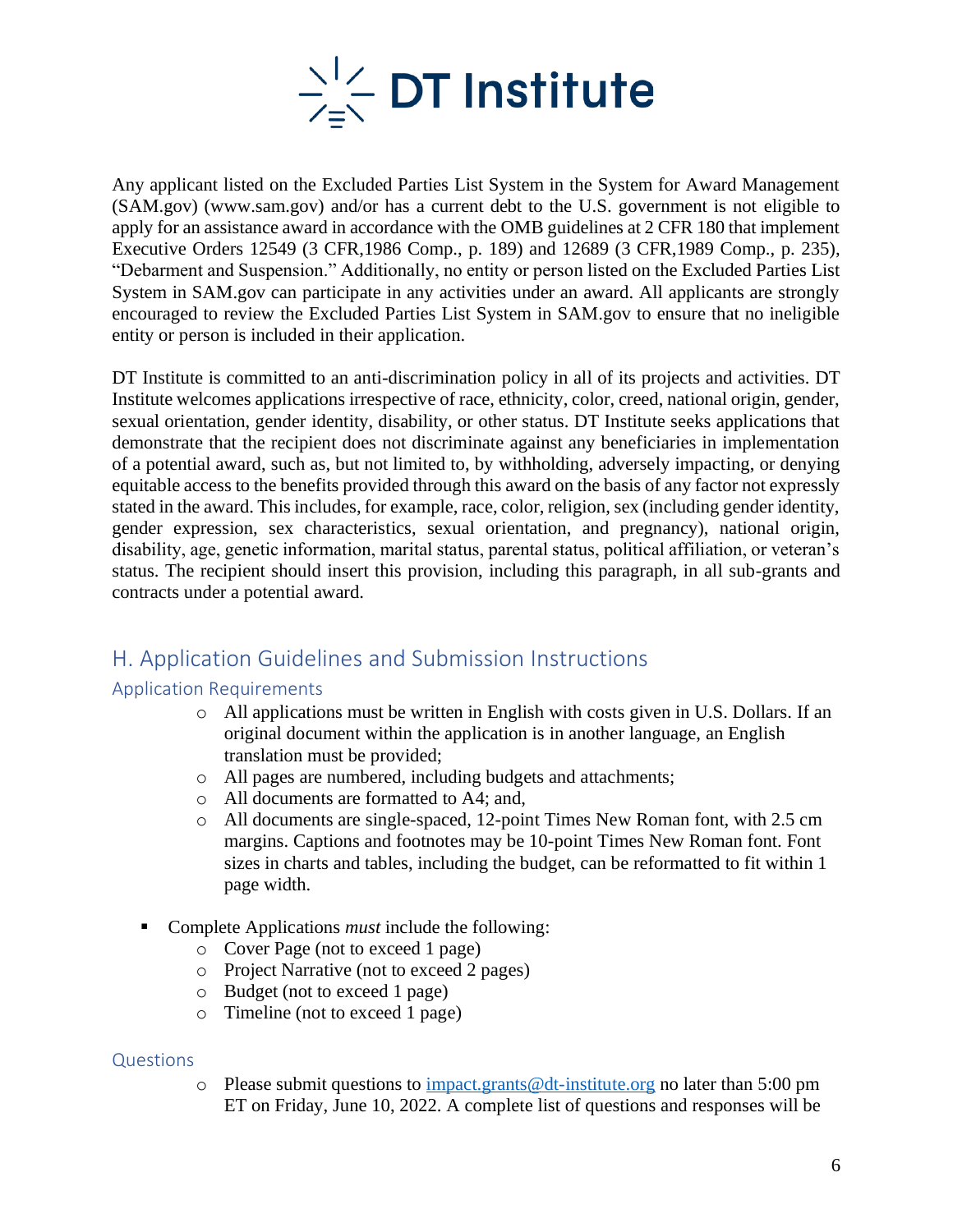Any applicant listed on the Excluded Parties List System in the System for Award Management (SAM.gov) (www.sam.gov) and/or has a current debt to the U.S. government is not eligible to apply for an assistance award in accordance with the OMB guidelines at 2 CFR 180 that implement Executive Orders 12549 (3 CFR,1986 Comp., p. 189) and 12689 (3 CFR,1989 Comp., p. 235), "Debarment and Suspension." Additionally, no entity or person listed on the Excluded Parties List System in SAM.gov can participate in any activities under an award. All applicants are strongly encouraged to review the Excluded Parties List System in SAM.gov to ensure that no ineligible entity or person is included in their application.

DT Institute is committed to an anti-discrimination policy in all of its projects and activities. DT Institute welcomes applications irrespective of race, ethnicity, color, creed, national origin, gender, sexual orientation, gender identity, disability, or other status. DT Institute seeks applications that demonstrate that the recipient does not discriminate against any beneficiaries in implementation of a potential award, such as, but not limited to, by withholding, adversely impacting, or denying equitable access to the benefits provided through this award on the basis of any factor not expressly stated in the award. This includes, for example, race, color, religion, sex (including gender identity, gender expression, sex characteristics, sexual orientation, and pregnancy), national origin, disability, age, genetic information, marital status, parental status, political affiliation, or veteran's status. The recipient should insert this provision, including this paragraph, in all sub-grants and contracts under a potential award.

## H. Application Guidelines and Submission Instructions

### Application Requirements

- All applications must be written in English with costs given in U.S. Dollars. If an original document within the application is in another language, an English translation must be provided;
- All pages are numbered, including budgets and attachments;
- All documents are formatted to A4; and,
- All documents are single-spaced, 12-point Times New Roman font, with 2.5 cm margins. Captions and footnotes may be 10-point Times New Roman font. Font sizes in charts and tables, including the budget, can be reformatted to fit within 1 page width.

- Complete Applications *must* include the following:
  - Cover Page (not to exceed 1 page)
  - Project Narrative (not to exceed 2 pages)
  - Budget (not to exceed 1 page)
  - Timeline (not to exceed 1 page)

### Questions

- Please submit questions to impact.grants@dt-institute.org no later than 5:00 pm ET on Friday, June 10, 2022. A complete list of questions and responses will be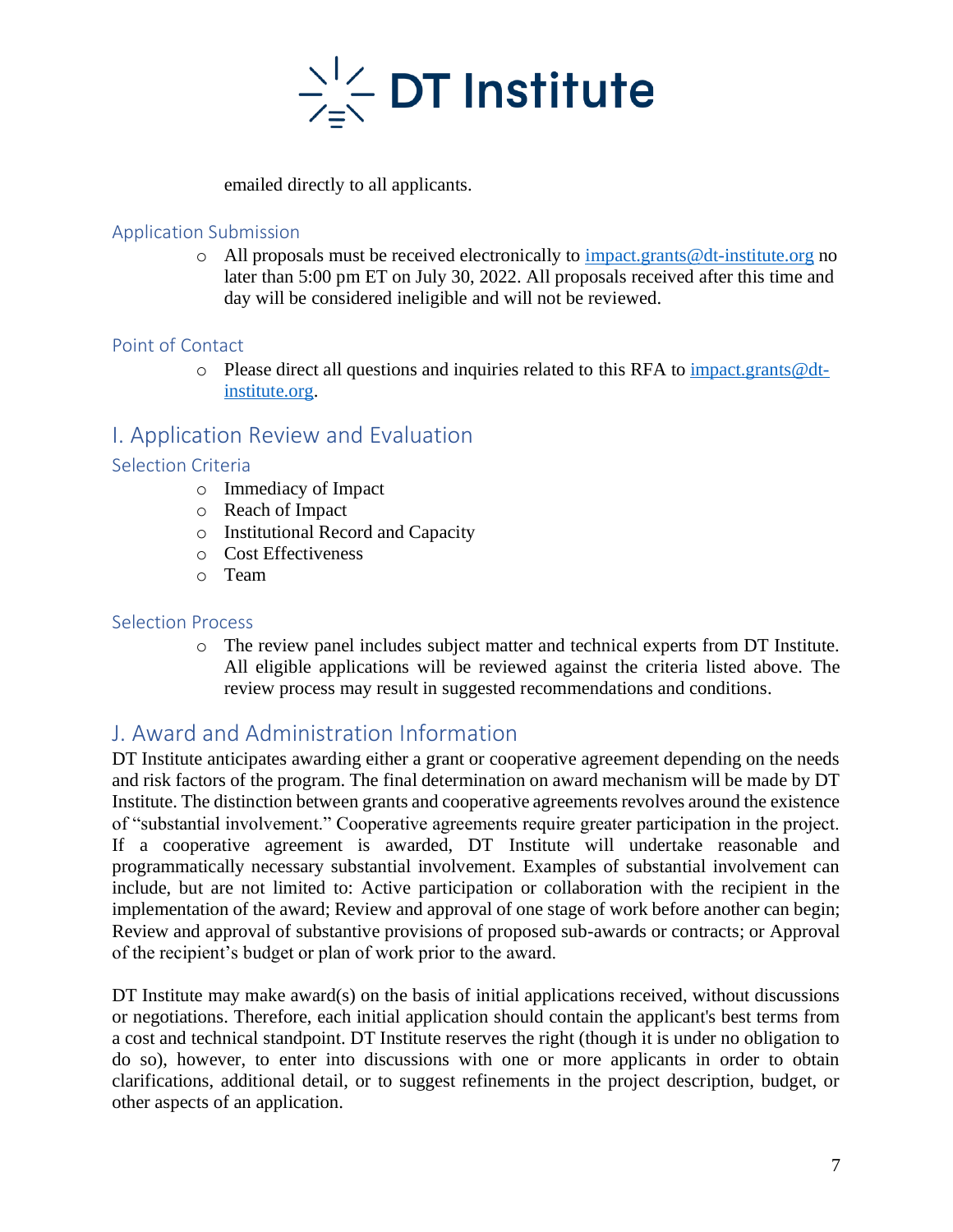emailed directly to all applicants.

### Application Submission

- All proposals must be received electronically to [impact.grants@dt-institute.org](mailto:impact.grants@dt-institute.org) no later than 5:00 pm ET on July 30, 2022. All proposals received after this time and day will be considered ineligible and will not be reviewed.

### Point of Contact

- Please direct all questions and inquiries related to this RFA to [impact.grants@dt-institute.org](mailto:impact.grants@dt-institute.org).

## I. Application Review and Evaluation

### Selection Criteria

- Immediacy of Impact
- Reach of Impact
- Institutional Record and Capacity
- Cost Effectiveness
- Team

### Selection Process

- The review panel includes subject matter and technical experts from DT Institute. All eligible applications will be reviewed against the criteria listed above. The review process may result in suggested recommendations and conditions.

## J. Award and Administration Information

DT Institute anticipates awarding either a grant or cooperative agreement depending on the needs and risk factors of the program. The final determination on award mechanism will be made by DT Institute. The distinction between grants and cooperative agreements revolves around the existence of "substantial involvement." Cooperative agreements require greater participation in the project. If a cooperative agreement is awarded, DT Institute will undertake reasonable and programmatically necessary substantial involvement. Examples of substantial involvement can include, but are not limited to: Active participation or collaboration with the recipient in the implementation of the award; Review and approval of one stage of work before another can begin; Review and approval of substantive provisions of proposed sub-awards or contracts; or Approval of the recipient's budget or plan of work prior to the award.

DT Institute may make award(s) on the basis of initial applications received, without discussions or negotiations. Therefore, each initial application should contain the applicant's best terms from a cost and technical standpoint. DT Institute reserves the right (though it is under no obligation to do so), however, to enter into discussions with one or more applicants in order to obtain clarifications, additional detail, or to suggest refinements in the project description, budget, or other aspects of an application.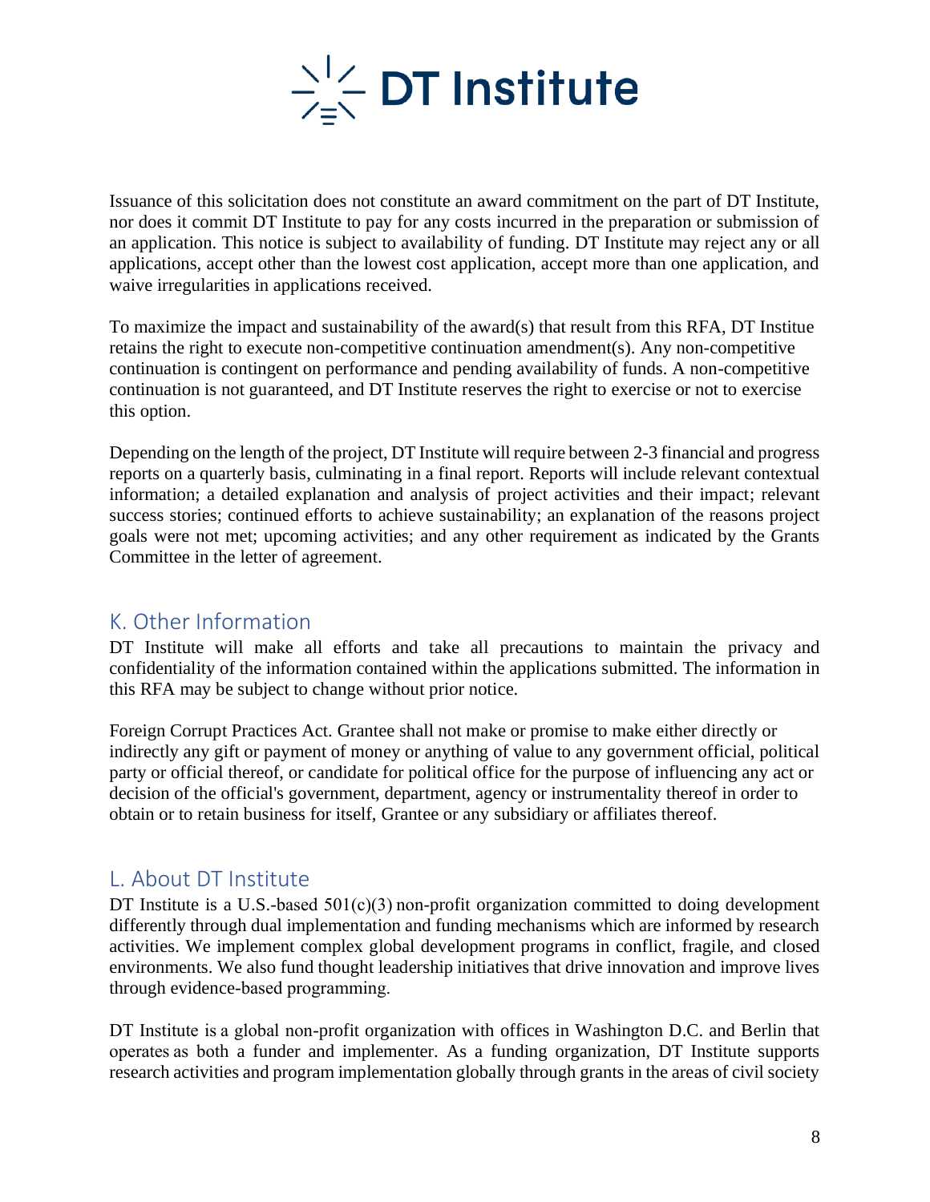Issuance of this solicitation does not constitute an award commitment on the part of DT Institute, nor does it commit DT Institute to pay for any costs incurred in the preparation or submission of an application. This notice is subject to availability of funding. DT Institute may reject any or all applications, accept other than the lowest cost application, accept more than one application, and waive irregularities in applications received.

To maximize the impact and sustainability of the award(s) that result from this RFA, DT Institue retains the right to execute non-competitive continuation amendment(s). Any non-competitive continuation is contingent on performance and pending availability of funds. A non-competitive continuation is not guaranteed, and DT Institute reserves the right to exercise or not to exercise this option.

Depending on the length of the project, DT Institute will require between 2-3 financial and progress reports on a quarterly basis, culminating in a final report. Reports will include relevant contextual information; a detailed explanation and analysis of project activities and their impact; relevant success stories; continued efforts to achieve sustainability; an explanation of the reasons project goals were not met; upcoming activities; and any other requirement as indicated by the Grants Committee in the letter of agreement.

## K. Other Information

DT Institute will make all efforts and take all precautions to maintain the privacy and confidentiality of the information contained within the applications submitted. The information in this RFA may be subject to change without prior notice.

Foreign Corrupt Practices Act. Grantee shall not make or promise to make either directly or indirectly any gift or payment of money or anything of value to any government official, political party or official thereof, or candidate for political office for the purpose of influencing any act or decision of the official's government, department, agency or instrumentality thereof in order to obtain or to retain business for itself, Grantee or any subsidiary or affiliates thereof.

## L. About DT Institute

DT Institute is a U.S.-based 501(c)(3) non-profit organization committed to doing development differently through dual implementation and funding mechanisms which are informed by research activities. We implement complex global development programs in conflict, fragile, and closed environments. We also fund thought leadership initiatives that drive innovation and improve lives through evidence-based programming.

DT Institute is a global non-profit organization with offices in Washington D.C. and Berlin that operates as both a funder and implementer. As a funding organization, DT Institute supports research activities and program implementation globally through grants in the areas of civil society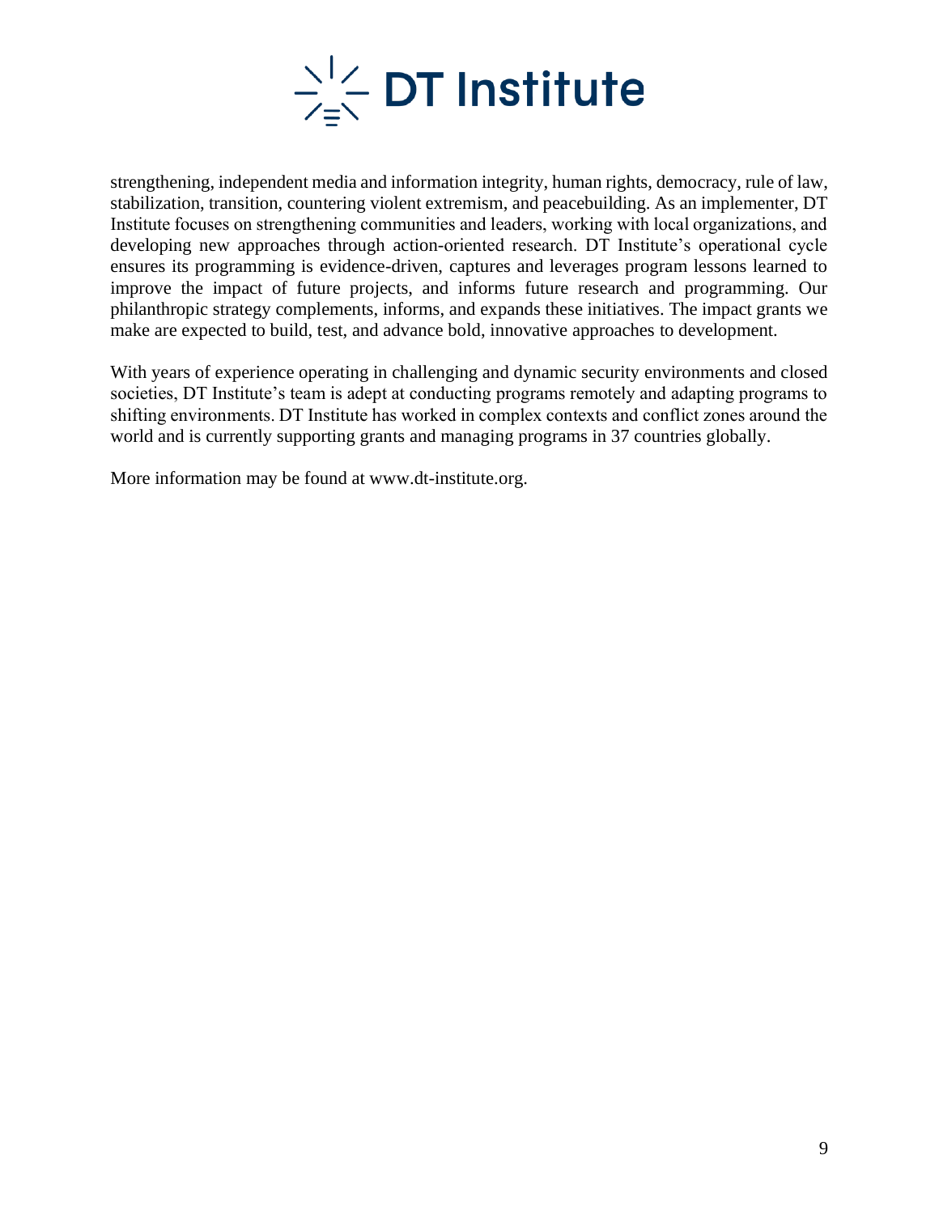strengthening, independent media and information integrity, human rights, democracy, rule of law, stabilization, transition, countering violent extremism, and peacebuilding. As an implementer, DT Institute focuses on strengthening communities and leaders, working with local organizations, and developing new approaches through action-oriented research. DT Institute's operational cycle ensures its programming is evidence-driven, captures and leverages program lessons learned to improve the impact of future projects, and informs future research and programming. Our philanthropic strategy complements, informs, and expands these initiatives. The impact grants we make are expected to build, test, and advance bold, innovative approaches to development.

With years of experience operating in challenging and dynamic security environments and closed societies, DT Institute's team is adept at conducting programs remotely and adapting programs to shifting environments. DT Institute has worked in complex contexts and conflict zones around the world and is currently supporting grants and managing programs in 37 countries globally.

More information may be found at www.dt-institute.org.